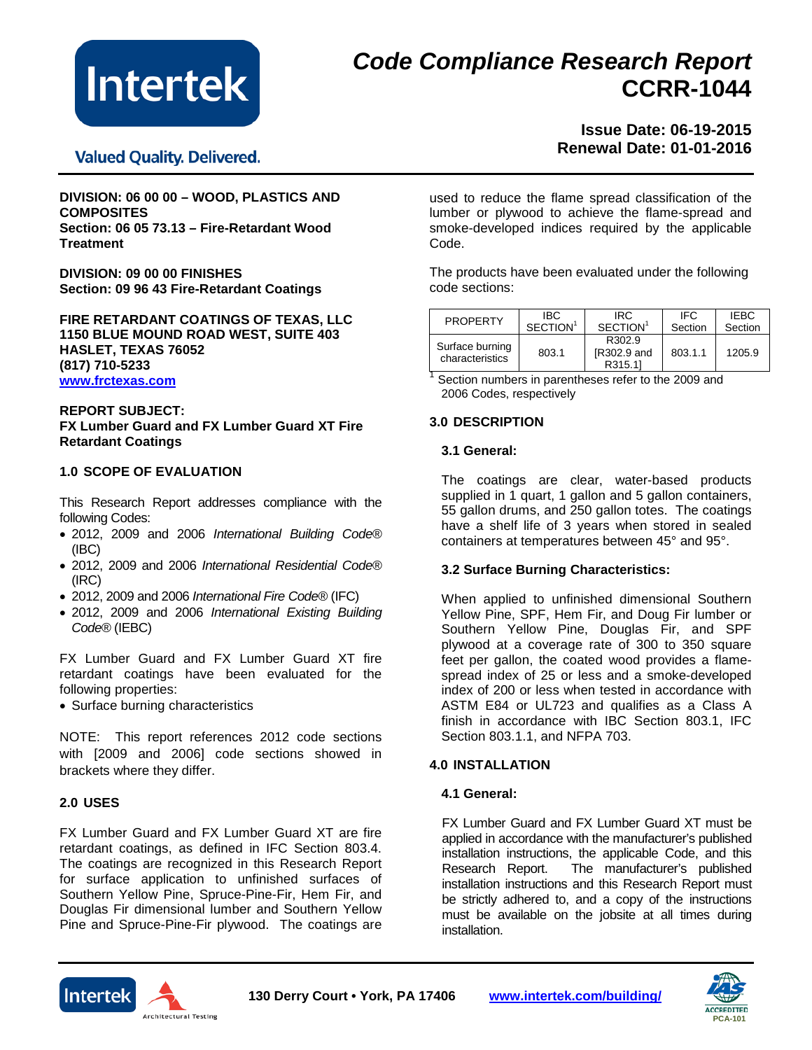# Code Compliance Research Report CCRR-1044

**Issue Date: 06-19-2015**
**Renewal Date: 01-01-2016**

Valued Quality. Delivered.

**DIVISION: 06 00 00 – WOOD, PLASTICS AND COMPOSITES**
**Section: 06 05 73.13 – Fire-Retardant Wood Treatment**

**DIVISION: 09 00 00 FINISHES**
**Section: 09 96 43 Fire-Retardant Coatings**

**FIRE RETARDANT COATINGS OF TEXAS, LLC**
**1150 BLUE MOUND ROAD WEST, SUITE 403**
**HASLET, TEXAS 76052**
**(817) 710-5233**
**www.frctexas.com**

**REPORT SUBJECT:**
**FX Lumber Guard and FX Lumber Guard XT Fire Retardant Coatings**

## 1.0 SCOPE OF EVALUATION

This Research Report addresses compliance with the following Codes:

- 2012, 2009 and 2006 *International Building Code®* (IBC)
- 2012, 2009 and 2006 *International Residential Code®* (IRC)
- 2012, 2009 and 2006 *International Fire Code®* (IFC)
- 2012, 2009 and 2006 *International Existing Building Code®* (IEBC)

FX Lumber Guard and FX Lumber Guard XT fire retardant coatings have been evaluated for the following properties:

- Surface burning characteristics

NOTE: This report references 2012 code sections with [2009 and 2006] code sections showed in brackets where they differ.

## 2.0 USES

FX Lumber Guard and FX Lumber Guard XT are fire retardant coatings, as defined in IFC Section 803.4. The coatings are recognized in this Research Report for surface application to unfinished surfaces of Southern Yellow Pine, Spruce-Pine-Fir, Hem Fir, and Douglas Fir dimensional lumber and Southern Yellow Pine and Spruce-Pine-Fir plywood. The coatings are used to reduce the flame spread classification of the lumber or plywood to achieve the flame-spread and smoke-developed indices required by the applicable Code.

The products have been evaluated under the following code sections:

| PROPERTY | IBC SECTION[1] | IRC SECTION[1] | IFC Section | IEBC Section |
|---|---|---|---|---|
| Surface burning characteristics | 803.1 | R302.9 [R302.9 and R315.1] | 803.1.1 | 1205.9 |

[1] Section numbers in parentheses refer to the 2009 and 2006 Codes, respectively

## 3.0 DESCRIPTION

### 3.1 General:

The coatings are clear, water-based products supplied in 1 quart, 1 gallon and 5 gallon containers, 55 gallon drums, and 250 gallon totes. The coatings have a shelf life of 3 years when stored in sealed containers at temperatures between 45° and 95°.

### 3.2 Surface Burning Characteristics:

When applied to unfinished dimensional Southern Yellow Pine, SPF, Hem Fir, and Doug Fir lumber or Southern Yellow Pine, Douglas Fir, and SPF plywood at a coverage rate of 300 to 350 square feet per gallon, the coated wood provides a flame-spread index of 25 or less and a smoke-developed index of 200 or less when tested in accordance with ASTM E84 or UL723 and qualifies as a Class A finish in accordance with IBC Section 803.1, IFC Section 803.1.1, and NFPA 703.

## 4.0 INSTALLATION

### 4.1 General:

FX Lumber Guard and FX Lumber Guard XT must be applied in accordance with the manufacturer's published installation instructions, the applicable Code, and this Research Report. The manufacturer's published installation instructions and this Research Report must be strictly adhered to, and a copy of the instructions must be available on the jobsite at all times during installation.

130 Derry Court • York, PA 17406 www.intertek.com/building/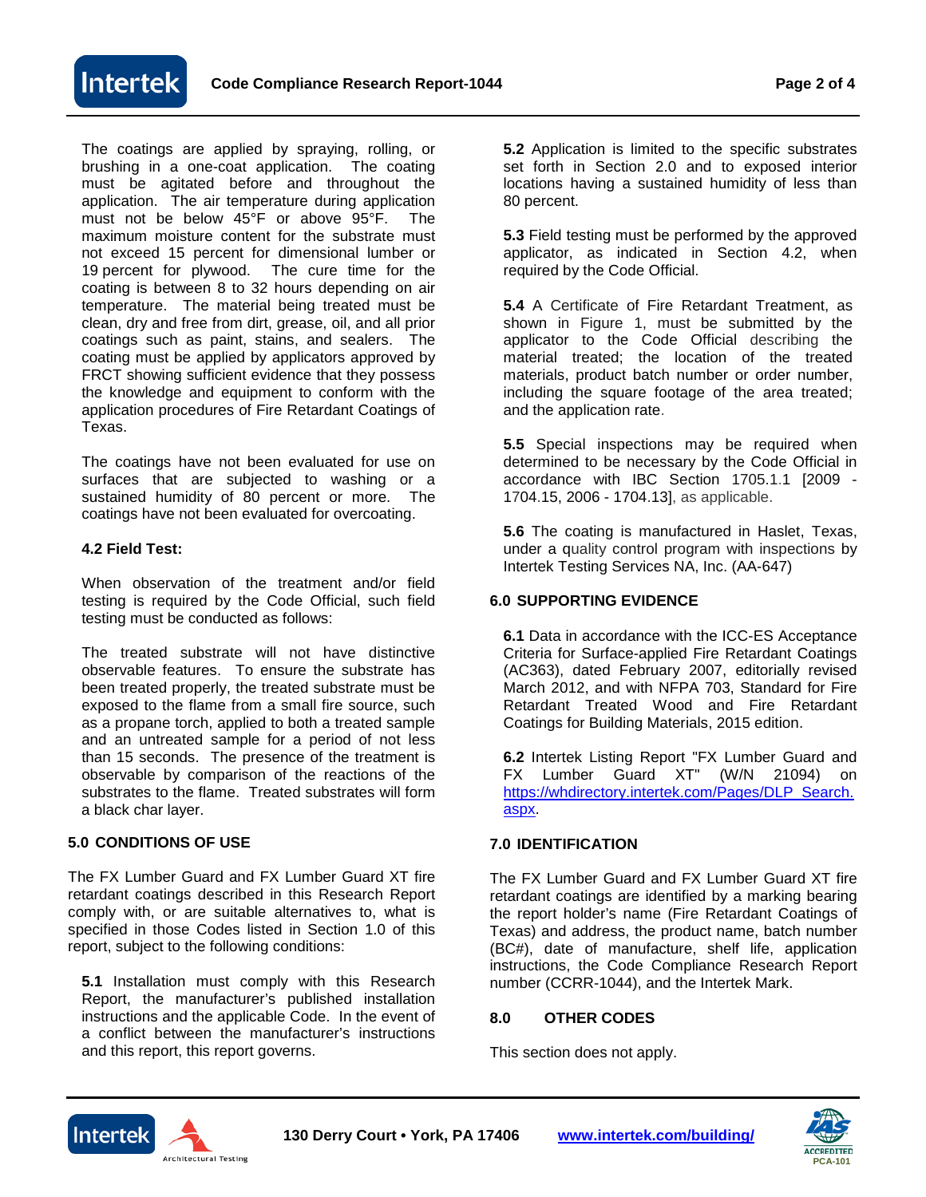The coatings are applied by spraying, rolling, or brushing in a one-coat application. The coating must be agitated before and throughout the application. The air temperature during application must not be below 45°F or above 95°F. The maximum moisture content for the substrate must not exceed 15 percent for dimensional lumber or 19 percent for plywood. The cure time for the coating is between 8 to 32 hours depending on air temperature. The material being treated must be clean, dry and free from dirt, grease, oil, and all prior coatings such as paint, stains, and sealers. The coating must be applied by applicators approved by FRCT showing sufficient evidence that they possess the knowledge and equipment to conform with the application procedures of Fire Retardant Coatings of Texas.

The coatings have not been evaluated for use on surfaces that are subjected to washing or a sustained humidity of 80 percent or more. The coatings have not been evaluated for overcoating.

### 4.2 Field Test:

When observation of the treatment and/or field testing is required by the Code Official, such field testing must be conducted as follows:

The treated substrate will not have distinctive observable features. To ensure the substrate has been treated properly, the treated substrate must be exposed to the flame from a small fire source, such as a propane torch, applied to both a treated sample and an untreated sample for a period of not less than 15 seconds. The presence of the treatment is observable by comparison of the reactions of the substrates to the flame. Treated substrates will form a black char layer.

## 5.0 CONDITIONS OF USE

The FX Lumber Guard and FX Lumber Guard XT fire retardant coatings described in this Research Report comply with, or are suitable alternatives to, what is specified in those Codes listed in Section 1.0 of this report, subject to the following conditions:

**5.1** Installation must comply with this Research Report, the manufacturer's published installation instructions and the applicable Code. In the event of a conflict between the manufacturer's instructions and this report, this report governs.

**5.2** Application is limited to the specific substrates set forth in Section 2.0 and to exposed interior locations having a sustained humidity of less than 80 percent.

**5.3** Field testing must be performed by the approved applicator, as indicated in Section 4.2, when required by the Code Official.

**5.4** A Certificate of Fire Retardant Treatment, as shown in Figure 1, must be submitted by the applicator to the Code Official describing the material treated; the location of the treated materials, product batch number or order number, including the square footage of the area treated; and the application rate.

**5.5** Special inspections may be required when determined to be necessary by the Code Official in accordance with IBC Section 1705.1.1 [2009 - 1704.15, 2006 - 1704.13], as applicable.

**5.6** The coating is manufactured in Haslet, Texas, under a quality control program with inspections by Intertek Testing Services NA, Inc. (AA-647)

## 6.0 SUPPORTING EVIDENCE

**6.1** Data in accordance with the ICC-ES Acceptance Criteria for Surface-applied Fire Retardant Coatings (AC363), dated February 2007, editorially revised March 2012, and with NFPA 703, Standard for Fire Retardant Treated Wood and Fire Retardant Coatings for Building Materials, 2015 edition.

**6.2** Intertek Listing Report "FX Lumber Guard and FX Lumber Guard XT" (W/N 21094) on https://whdirectory.intertek.com/Pages/DLP_Search.aspx.

## 7.0 IDENTIFICATION

The FX Lumber Guard and FX Lumber Guard XT fire retardant coatings are identified by a marking bearing the report holder's name (Fire Retardant Coatings of Texas) and address, the product name, batch number (BC#), date of manufacture, shelf life, application instructions, the Code Compliance Research Report number (CCRR-1044), and the Intertek Mark.

## 8.0 OTHER CODES

This section does not apply.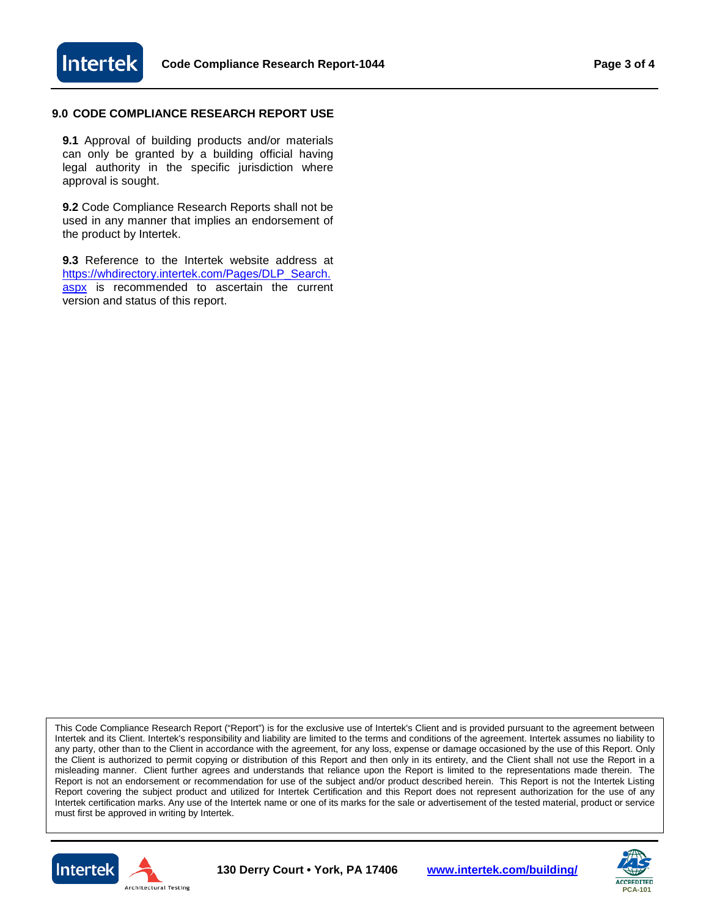## 9.0 CODE COMPLIANCE RESEARCH REPORT USE

**9.1** Approval of building products and/or materials can only be granted by a building official having legal authority in the specific jurisdiction where approval is sought.

**9.2** Code Compliance Research Reports shall not be used in any manner that implies an endorsement of the product by Intertek.

**9.3** Reference to the Intertek website address at https://whdirectory.intertek.com/Pages/DLP_Search.aspx is recommended to ascertain the current version and status of this report.

This Code Compliance Research Report ("Report") is for the exclusive use of Intertek's Client and is provided pursuant to the agreement between Intertek and its Client. Intertek's responsibility and liability are limited to the terms and conditions of the agreement. Intertek assumes no liability to any party, other than to the Client in accordance with the agreement, for any loss, expense or damage occasioned by the use of this Report. Only the Client is authorized to permit copying or distribution of this Report and then only in its entirety, and the Client shall not use the Report in a misleading manner. Client further agrees and understands that reliance upon the Report is limited to the representations made therein. The Report is not an endorsement or recommendation for use of the subject and/or product described herein. This Report is not the Intertek Listing Report covering the subject product and utilized for Intertek Certification and this Report does not represent authorization for the use of any Intertek certification marks. Any use of the Intertek name or one of its marks for the sale or advertisement of the tested material, product or service must first be approved in writing by Intertek.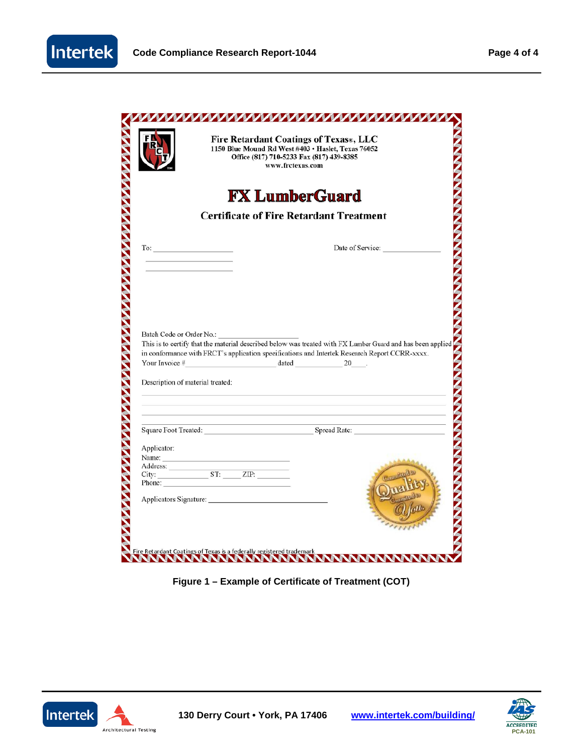Fire Retardant Coatings of Texas®, LLC
1150 Blue Mound Rd West #403 • Haslet, Texas 76052
Office (817) 710-5233 Fax (817) 439-8385
www.frctexas.com

# FX LumberGuard

## Certificate of Fire Retardant Treatment

To: ____________________ Date of Service: ______________

____________________

____________________

Batch Code or Order No.: ____________________

This is to certify that the material described below was treated with FX Lumber Guard and has been applied in conformance with FRCT's application specifications and Intertek Research Report CCRR-xxxx.

Your Invoice # ____________________ dated ____________ 20____.

Description of material treated:

________________________________________

________________________________________

________________________________________

Square Foot Treated: ____________________ Spread Rate: ____________________

Applicator:

Name: ____________________

Address: ____________________

City: ____________ ST: _____ ZIP: ________

Phone: ____________________

Applicators Signature: ____________________

Committed to Quality Committed to You

Fire Retardant Coatings of Texas is a federally registered trademark

**Figure 1 – Example of Certificate of Treatment (COT)**